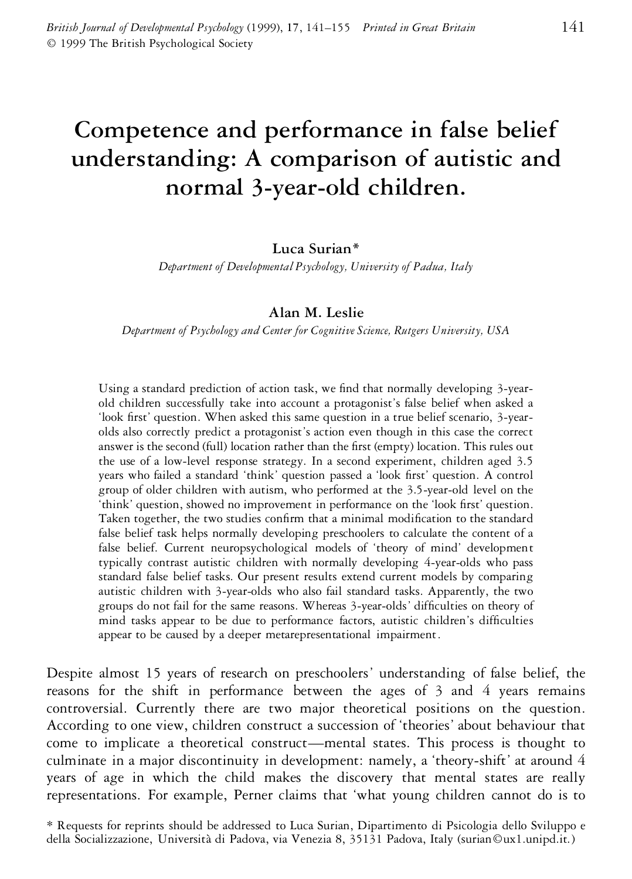# Competence and performance in false belief understanding: A comparison of autistic and normal 3-year-old children.

**Luca Surian***

*Department of Developmental Psychology, University of Padua, Italy*

**Alan M. Leslie**

*Department of Psychology and Center for Cognitive Science, Rutgers University, USA*

Using a standard prediction of action task, we find that normally developing 3-year-old children successfully take into account a protagonist's false belief when asked a 'look first' question. When asked this same question in a true belief scenario, 3-year-olds also correctly predict a protagonist's action even though in this case the correct answer is the second (full) location rather than the first (empty) location. This rules out the use of a low-level response strategy. In a second experiment, children aged 3.5 years who failed a standard 'think' question passed a 'look first' question. A control group of older children with autism, who performed at the 3.5-year-old level on the 'think' question, showed no improvement in performance on the 'look first' question. Taken together, the two studies confirm that a minimal modification to the standard false belief task helps normally developing preschoolers to calculate the content of a false belief. Current neuropsychological models of 'theory of mind' development typically contrast autistic children with normally developing 4-year-olds who pass standard false belief tasks. Our present results extend current models by comparing autistic children with 3-year-olds who also fail standard tasks. Apparently, the two groups do not fail for the same reasons. Whereas 3-year-olds' difficulties on theory of mind tasks appear to be due to performance factors, autistic children's difficulties appear to be caused by a deeper metarepresentational impairment.

Despite almost 15 years of research on preschoolers' understanding of false belief, the reasons for the shift in performance between the ages of 3 and 4 years remains controversial. Currently there are two major theoretical positions on the question. According to one view, children construct a succession of 'theories' about behaviour that come to implicate a theoretical construct—mental states. This process is thought to culminate in a major discontinuity in development: namely, a 'theory-shift' at around 4 years of age in which the child makes the discovery that mental states are really representations. For example, Perner claims that 'what young children cannot do is to

\* Requests for reprints should be addressed to Luca Surian, Dipartimento di Psicologia dello Sviluppo e della Socializzazione, Università di Padova, via Venezia 8, 35131 Padova, Italy (surian©ux1.unipd.it.)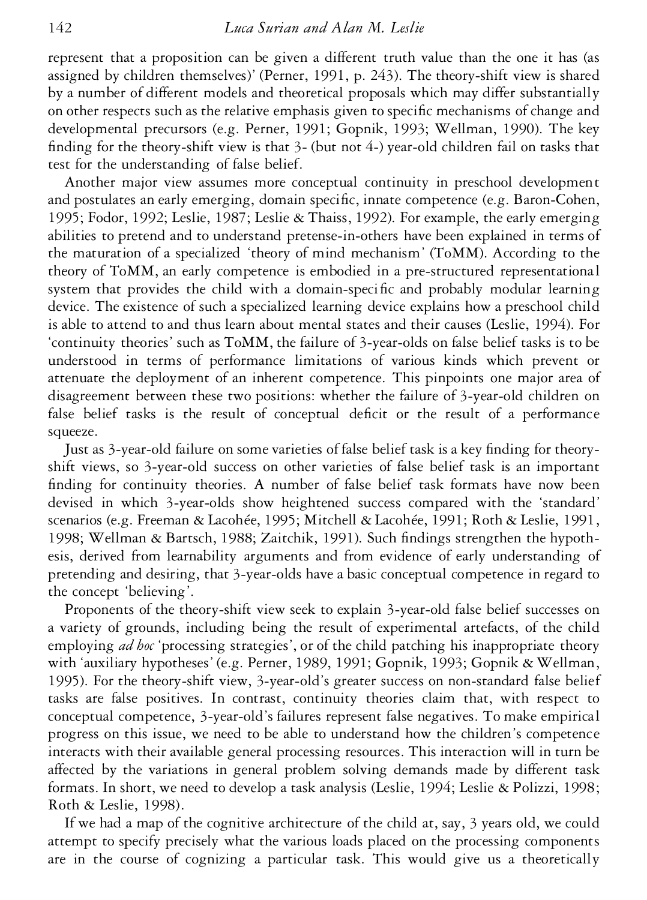represent that a proposition can be given a different truth value than the one it has (as assigned by children themselves)' (Perner, 1991, p. 243). The theory-shift view is shared by a number of different models and theoretical proposals which may differ substantially on other respects such as the relative emphasis given to specific mechanisms of change and developmental precursors (e.g. Perner, 1991; Gopnik, 1993; Wellman, 1990). The key finding for the theory-shift view is that 3- (but not 4-) year-old children fail on tasks that test for the understanding of false belief.

Another major view assumes more conceptual continuity in preschool development and postulates an early emerging, domain specific, innate competence (e.g. Baron-Cohen, 1995; Fodor, 1992; Leslie, 1987; Leslie & Thaiss, 1992). For example, the early emerging abilities to pretend and to understand pretense-in-others have been explained in terms of the maturation of a specialized 'theory of mind mechanism' (ToMM). According to the theory of ToMM, an early competence is embodied in a pre-structured representational system that provides the child with a domain-specific and probably modular learning device. The existence of such a specialized learning device explains how a preschool child is able to attend to and thus learn about mental states and their causes (Leslie, 1994). For 'continuity theories' such as ToMM, the failure of 3-year-olds on false belief tasks is to be understood in terms of performance limitations of various kinds which prevent or attenuate the deployment of an inherent competence. This pinpoints one major area of disagreement between these two positions: whether the failure of 3-year-old children on false belief tasks is the result of conceptual deficit or the result of a performance squeeze.

Just as 3-year-old failure on some varieties of false belief task is a key finding for theory-shift views, so 3-year-old success on other varieties of false belief task is an important finding for continuity theories. A number of false belief task formats have now been devised in which 3-year-olds show heightened success compared with the 'standard' scenarios (e.g. Freeman & Lacohée, 1995; Mitchell & Lacohée, 1991; Roth & Leslie, 1991, 1998; Wellman & Bartsch, 1988; Zaitchik, 1991). Such findings strengthen the hypothesis, derived from learnability arguments and from evidence of early understanding of pretending and desiring, that 3-year-olds have a basic conceptual competence in regard to the concept 'believing'.

Proponents of the theory-shift view seek to explain 3-year-old false belief successes on a variety of grounds, including being the result of experimental artefacts, of the child employing *ad hoc* 'processing strategies', or of the child patching his inappropriate theory with 'auxiliary hypotheses' (e.g. Perner, 1989, 1991; Gopnik, 1993; Gopnik & Wellman, 1995). For the theory-shift view, 3-year-old's greater success on non-standard false belief tasks are false positives. In contrast, continuity theories claim that, with respect to conceptual competence, 3-year-old's failures represent false negatives. To make empirical progress on this issue, we need to be able to understand how the children's competence interacts with their available general processing resources. This interaction will in turn be affected by the variations in general problem solving demands made by different task formats. In short, we need to develop a task analysis (Leslie, 1994; Leslie & Polizzi, 1998; Roth & Leslie, 1998).

If we had a map of the cognitive architecture of the child at, say, 3 years old, we could attempt to specify precisely what the various loads placed on the processing components are in the course of cognizing a particular task. This would give us a theoretically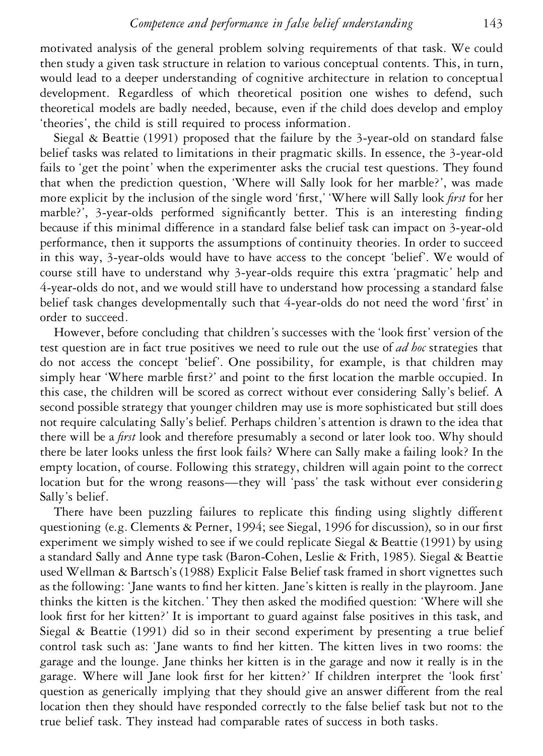motivated analysis of the general problem solving requirements of that task. We could then study a given task structure in relation to various conceptual contents. This, in turn, would lead to a deeper understanding of cognitive architecture in relation to conceptual development. Regardless of which theoretical position one wishes to defend, such theoretical models are badly needed, because, even if the child does develop and employ 'theories', the child is still required to process information.

Siegal & Beattie (1991) proposed that the failure by the 3-year-old on standard false belief tasks was related to limitations in their pragmatic skills. In essence, the 3-year-old fails to 'get the point' when the experimenter asks the crucial test questions. They found that when the prediction question, 'Where will Sally look for her marble?', was made more explicit by the inclusion of the single word 'first,' 'Where will Sally look *first* for her marble?', 3-year-olds performed significantly better. This is an interesting finding because if this minimal difference in a standard false belief task can impact on 3-year-old performance, then it supports the assumptions of continuity theories. In order to succeed in this way, 3-year-olds would have to have access to the concept 'belief'. We would of course still have to understand why 3-year-olds require this extra 'pragmatic' help and 4-year-olds do not, and we would still have to understand how processing a standard false belief task changes developmentally such that 4-year-olds do not need the word 'first' in order to succeed.

However, before concluding that children's successes with the 'look first' version of the test question are in fact true positives we need to rule out the use of *ad hoc* strategies that do not access the concept 'belief'. One possibility, for example, is that children may simply hear 'Where marble first?' and point to the first location the marble occupied. In this case, the children will be scored as correct without ever considering Sally's belief. A second possible strategy that younger children may use is more sophisticated but still does not require calculating Sally's belief. Perhaps children's attention is drawn to the idea that there will be a *first* look and therefore presumably a second or later look too. Why should there be later looks unless the first look fails? Where can Sally make a failing look? In the empty location, of course. Following this strategy, children will again point to the correct location but for the wrong reasons—they will 'pass' the task without ever considering Sally's belief.

There have been puzzling failures to replicate this finding using slightly different questioning (e.g. Clements & Perner, 1994; see Siegal, 1996 for discussion), so in our first experiment we simply wished to see if we could replicate Siegal & Beattie (1991) by using a standard Sally and Anne type task (Baron-Cohen, Leslie & Frith, 1985). Siegal & Beattie used Wellman & Bartsch's (1988) Explicit False Belief task framed in short vignettes such as the following: 'Jane wants to find her kitten. Jane's kitten is really in the playroom. Jane thinks the kitten is the kitchen.' They then asked the modified question: 'Where will she look first for her kitten?' It is important to guard against false positives in this task, and Siegal & Beattie (1991) did so in their second experiment by presenting a true belief control task such as: 'Jane wants to find her kitten. The kitten lives in two rooms: the garage and the lounge. Jane thinks her kitten is in the garage and now it really is in the garage. Where will Jane look first for her kitten?' If children interpret the 'look first' question as generically implying that they should give an answer different from the real location then they should have responded correctly to the false belief task but not to the true belief task. They instead had comparable rates of success in both tasks.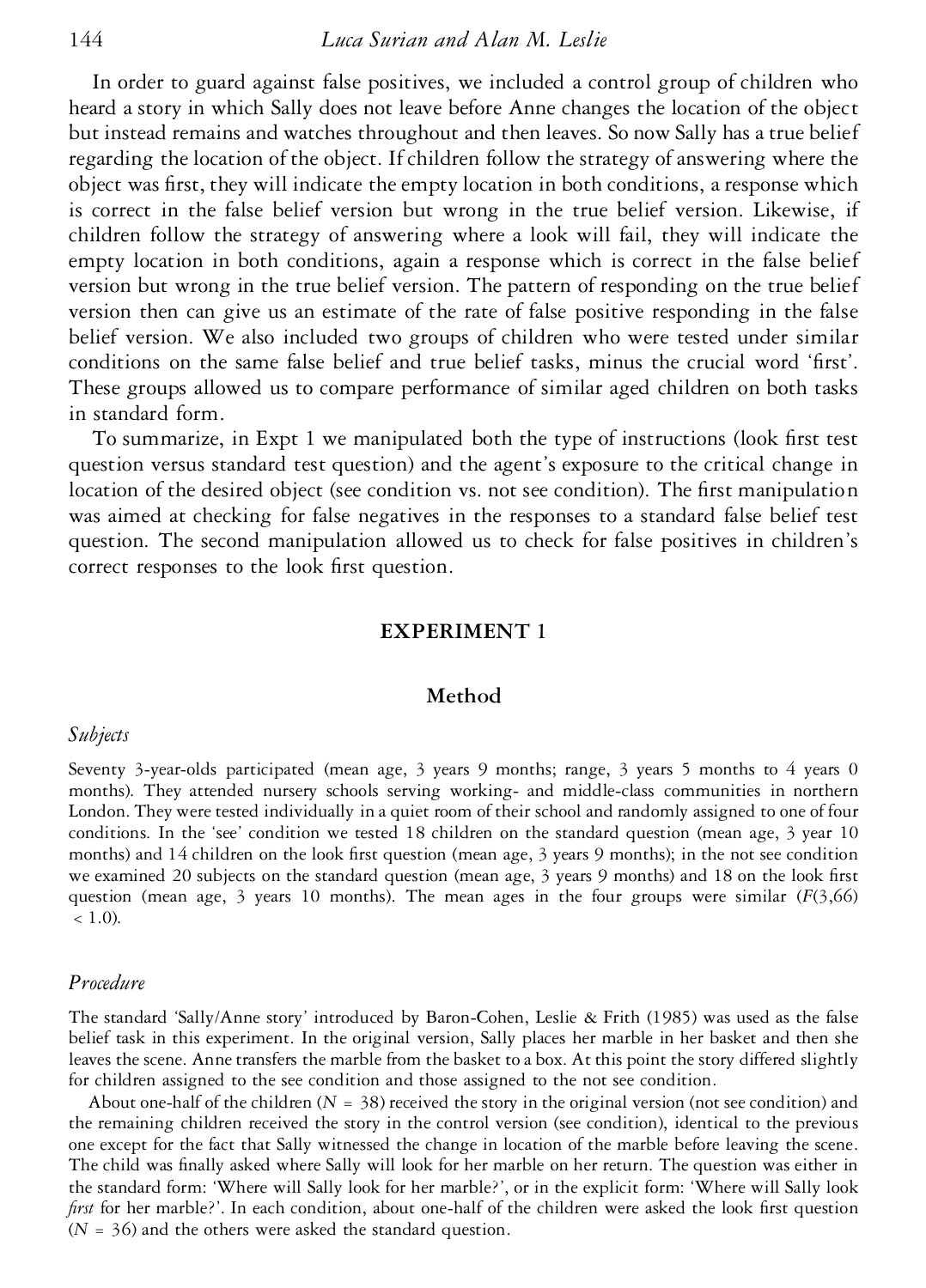In order to guard against false positives, we included a control group of children who heard a story in which Sally does not leave before Anne changes the location of the object but instead remains and watches throughout and then leaves. So now Sally has a true belief regarding the location of the object. If children follow the strategy of answering where the object was first, they will indicate the empty location in both conditions, a response which is correct in the false belief version but wrong in the true belief version. Likewise, if children follow the strategy of answering where a look will fail, they will indicate the empty location in both conditions, again a response which is correct in the false belief version but wrong in the true belief version. The pattern of responding on the true belief version then can give us an estimate of the rate of false positive responding in the false belief version. We also included two groups of children who were tested under similar conditions on the same false belief and true belief tasks, minus the crucial word 'first'. These groups allowed us to compare performance of similar aged children on both tasks in standard form.

To summarize, in Expt 1 we manipulated both the type of instructions (look first test question versus standard test question) and the agent's exposure to the critical change in location of the desired object (see condition vs. not see condition). The first manipulation was aimed at checking for false negatives in the responses to a standard false belief test question. The second manipulation allowed us to check for false positives in children's correct responses to the look first question.

## EXPERIMENT 1

### Method

*Subjects*

Seventy 3-year-olds participated (mean age, 3 years 9 months; range, 3 years 5 months to 4 years 0 months). They attended nursery schools serving working- and middle-class communities in northern London. They were tested individually in a quiet room of their school and randomly assigned to one of four conditions. In the 'see' condition we tested 18 children on the standard question (mean age, 3 year 10 months) and 14 children on the look first question (mean age, 3 years 9 months); in the not see condition we examined 20 subjects on the standard question (mean age, 3 years 9 months) and 18 on the look first question (mean age, 3 years 10 months). The mean ages in the four groups were similar ($F(3,66) < 1.0$).

*Procedure*

The standard 'Sally/Anne story' introduced by Baron-Cohen, Leslie & Frith (1985) was used as the false belief task in this experiment. In the original version, Sally places her marble in her basket and then she leaves the scene. Anne transfers the marble from the basket to a box. At this point the story differed slightly for children assigned to the see condition and those assigned to the not see condition.

About one-half of the children ($N = 38$) received the story in the original version (not see condition) and the remaining children received the story in the control version (see condition), identical to the previous one except for the fact that Sally witnessed the change in location of the marble before leaving the scene. The child was finally asked where Sally will look for her marble on her return. The question was either in the standard form: 'Where will Sally look for her marble?', or in the explicit form: 'Where will Sally look *first* for her marble?'. In each condition, about one-half of the children were asked the look first question ($N = 36$) and the others were asked the standard question.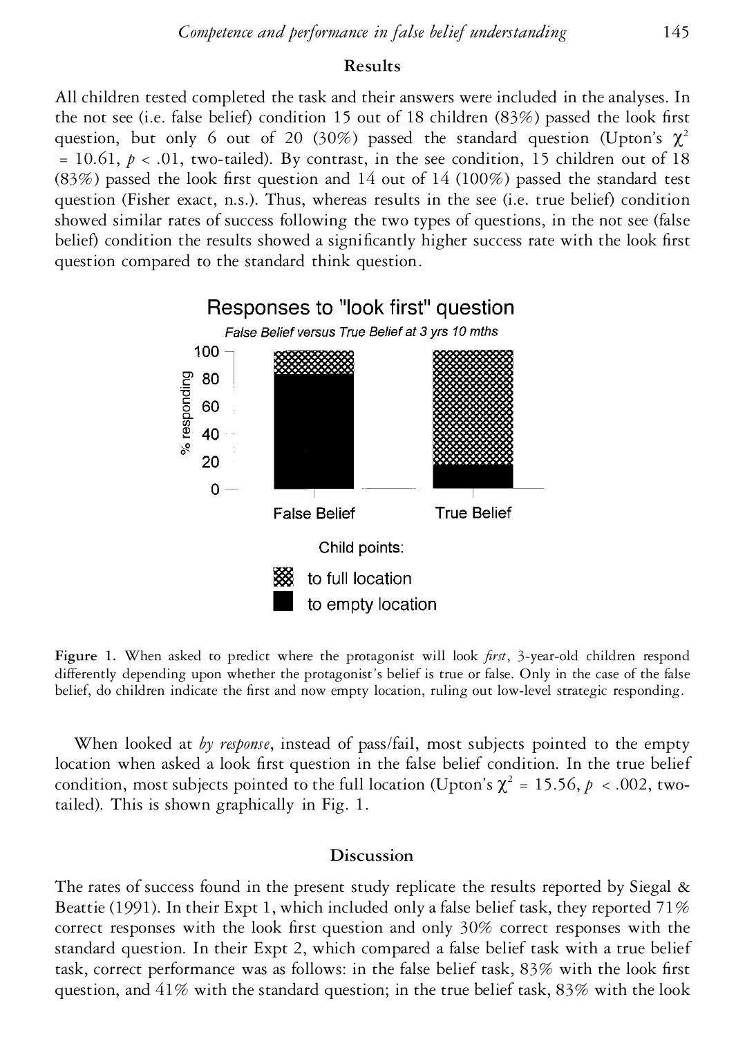## Results

All children tested completed the task and their answers were included in the analyses. In the not see (i.e. false belief) condition 15 out of 18 children (83%) passed the look first question, but only 6 out of 20 (30%) passed the standard question (Upton's $\chi^2 = 10.61$, $p < .01$, two-tailed). By contrast, in the see condition, 15 children out of 18 (83%) passed the look first question and 14 out of 14 (100%) passed the standard test question (Fisher exact, n.s.). Thus, whereas results in the see (i.e. true belief) condition showed similar rates of success following the two types of questions, in the not see (false belief) condition the results showed a significantly higher success rate with the look first question compared to the standard think question.

**Figure 1.** When asked to predict where the protagonist will look *first*, 3-year-old children respond differently depending upon whether the protagonist's belief is true or false. Only in the case of the false belief, do children indicate the first and now empty location, ruling out low-level strategic responding.

When looked at *by response*, instead of pass/fail, most subjects pointed to the empty location when asked a look first question in the false belief condition. In the true belief condition, most subjects pointed to the full location (Upton's $\chi^2 = 15.56$, $p < .002$, two-tailed). This is shown graphically in Fig. 1.

## Discussion

The rates of success found in the present study replicate the results reported by Siegal & Beattie (1991). In their Expt 1, which included only a false belief task, they reported 71% correct responses with the look first question and only 30% correct responses with the standard question. In their Expt 2, which compared a false belief task with a true belief task, correct performance was as follows: in the false belief task, 83% with the look first question, and 41% with the standard question; in the true belief task, 83% with the look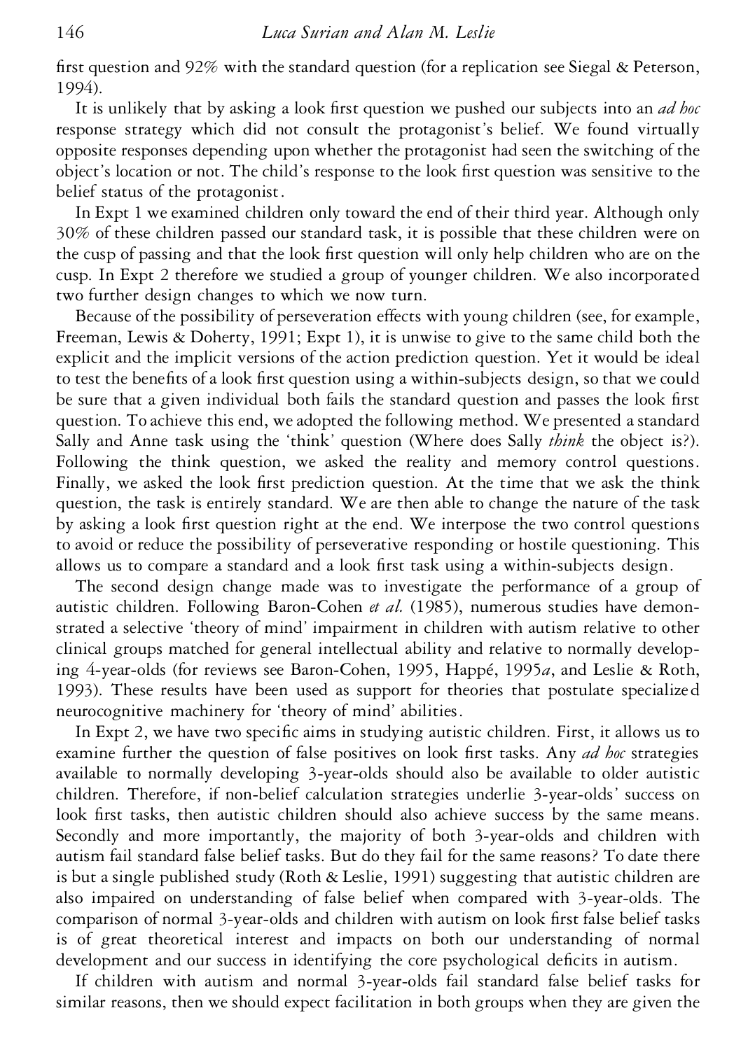first question and 92% with the standard question (for a replication see Siegal & Peterson, 1994).

It is unlikely that by asking a look first question we pushed our subjects into an *ad hoc* response strategy which did not consult the protagonist's belief. We found virtually opposite responses depending upon whether the protagonist had seen the switching of the object's location or not. The child's response to the look first question was sensitive to the belief status of the protagonist.

In Expt 1 we examined children only toward the end of their third year. Although only 30% of these children passed our standard task, it is possible that these children were on the cusp of passing and that the look first question will only help children who are on the cusp. In Expt 2 therefore we studied a group of younger children. We also incorporated two further design changes to which we now turn.

Because of the possibility of perseveration effects with young children (see, for example, Freeman, Lewis & Doherty, 1991; Expt 1), it is unwise to give to the same child both the explicit and the implicit versions of the action prediction question. Yet it would be ideal to test the benefits of a look first question using a within-subjects design, so that we could be sure that a given individual both fails the standard question and passes the look first question. To achieve this end, we adopted the following method. We presented a standard Sally and Anne task using the 'think' question (Where does Sally *think* the object is?). Following the think question, we asked the reality and memory control questions. Finally, we asked the look first prediction question. At the time that we ask the think question, the task is entirely standard. We are then able to change the nature of the task by asking a look first question right at the end. We interpose the two control questions to avoid or reduce the possibility of perseverative responding or hostile questioning. This allows us to compare a standard and a look first task using a within-subjects design.

The second design change made was to investigate the performance of a group of autistic children. Following Baron-Cohen *et al.* (1985), numerous studies have demonstrated a selective 'theory of mind' impairment in children with autism relative to other clinical groups matched for general intellectual ability and relative to normally developing 4-year-olds (for reviews see Baron-Cohen, 1995, Happé, 1995*a*, and Leslie & Roth, 1993). These results have been used as support for theories that postulate specialized neurocognitive machinery for 'theory of mind' abilities.

In Expt 2, we have two specific aims in studying autistic children. First, it allows us to examine further the question of false positives on look first tasks. Any *ad hoc* strategies available to normally developing 3-year-olds should also be available to older autistic children. Therefore, if non-belief calculation strategies underlie 3-year-olds' success on look first tasks, then autistic children should also achieve success by the same means. Secondly and more importantly, the majority of both 3-year-olds and children with autism fail standard false belief tasks. But do they fail for the same reasons? To date there is but a single published study (Roth & Leslie, 1991) suggesting that autistic children are also impaired on understanding of false belief when compared with 3-year-olds. The comparison of normal 3-year-olds and children with autism on look first false belief tasks is of great theoretical interest and impacts on both our understanding of normal development and our success in identifying the core psychological deficits in autism.

If children with autism and normal 3-year-olds fail standard false belief tasks for similar reasons, then we should expect facilitation in both groups when they are given the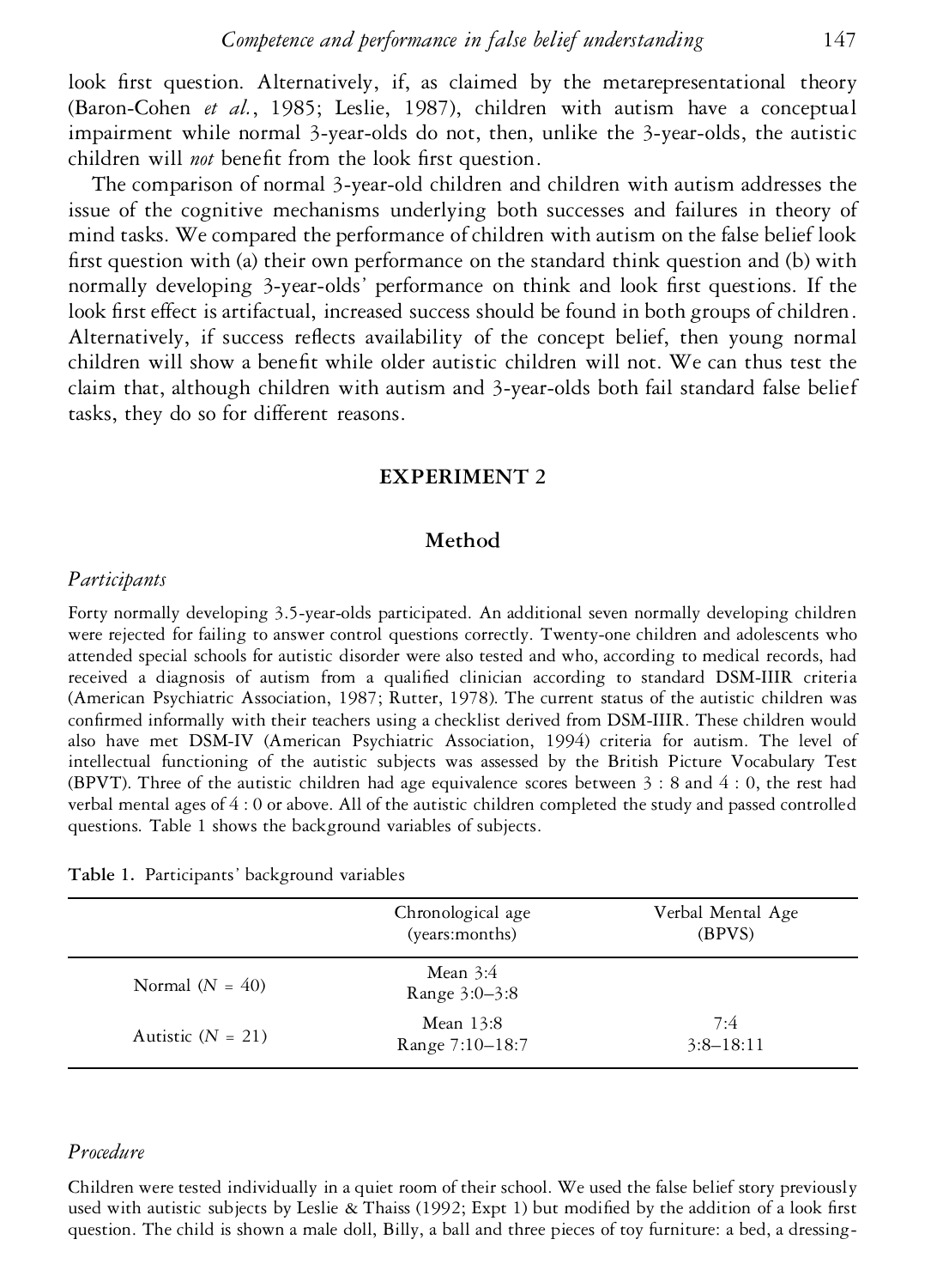look first question. Alternatively, if, as claimed by the metarepresentational theory (Baron-Cohen *et al.*, 1985; Leslie, 1987), children with autism have a conceptual impairment while normal 3-year-olds do not, then, unlike the 3-year-olds, the autistic children will *not* benefit from the look first question.

The comparison of normal 3-year-old children and children with autism addresses the issue of the cognitive mechanisms underlying both successes and failures in theory of mind tasks. We compared the performance of children with autism on the false belief look first question with (a) their own performance on the standard think question and (b) with normally developing 3-year-olds' performance on think and look first questions. If the look first effect is artifactual, increased success should be found in both groups of children. Alternatively, if success reflects availability of the concept belief, then young normal children will show a benefit while older autistic children will not. We can thus test the claim that, although children with autism and 3-year-olds both fail standard false belief tasks, they do so for different reasons.

## EXPERIMENT 2

### Method

#### *Participants*

Forty normally developing 3.5-year-olds participated. An additional seven normally developing children were rejected for failing to answer control questions correctly. Twenty-one children and adolescents who attended special schools for autistic disorder were also tested and who, according to medical records, had received a diagnosis of autism from a qualified clinician according to standard DSM-IIIR criteria (American Psychiatric Association, 1987; Rutter, 1978). The current status of the autistic children was confirmed informally with their teachers using a checklist derived from DSM-IIIR. These children would also have met DSM-IV (American Psychiatric Association, 1994) criteria for autism. The level of intellectual functioning of the autistic subjects was assessed by the British Picture Vocabulary Test (BPVT). Three of the autistic children had age equivalence scores between 3 : 8 and 4 : 0, the rest had verbal mental ages of 4 : 0 or above. All of the autistic children completed the study and passed controlled questions. Table 1 shows the background variables of subjects.

**Table 1.** Participants' background variables

| | Chronological age (years:months) | Verbal Mental Age (BPVS) |
|---|---|---|
| Normal ($N$ = 40) | Mean 3:4<br>Range 3:0–3:8 | |
| Autistic ($N$ = 21) | Mean 13:8<br>Range 7:10–18:7 | 7:4<br>3:8–18:11 |

#### *Procedure*

Children were tested individually in a quiet room of their school. We used the false belief story previously used with autistic subjects by Leslie & Thaiss (1992; Expt 1) but modified by the addition of a look first question. The child is shown a male doll, Billy, a ball and three pieces of toy furniture: a bed, a dressing-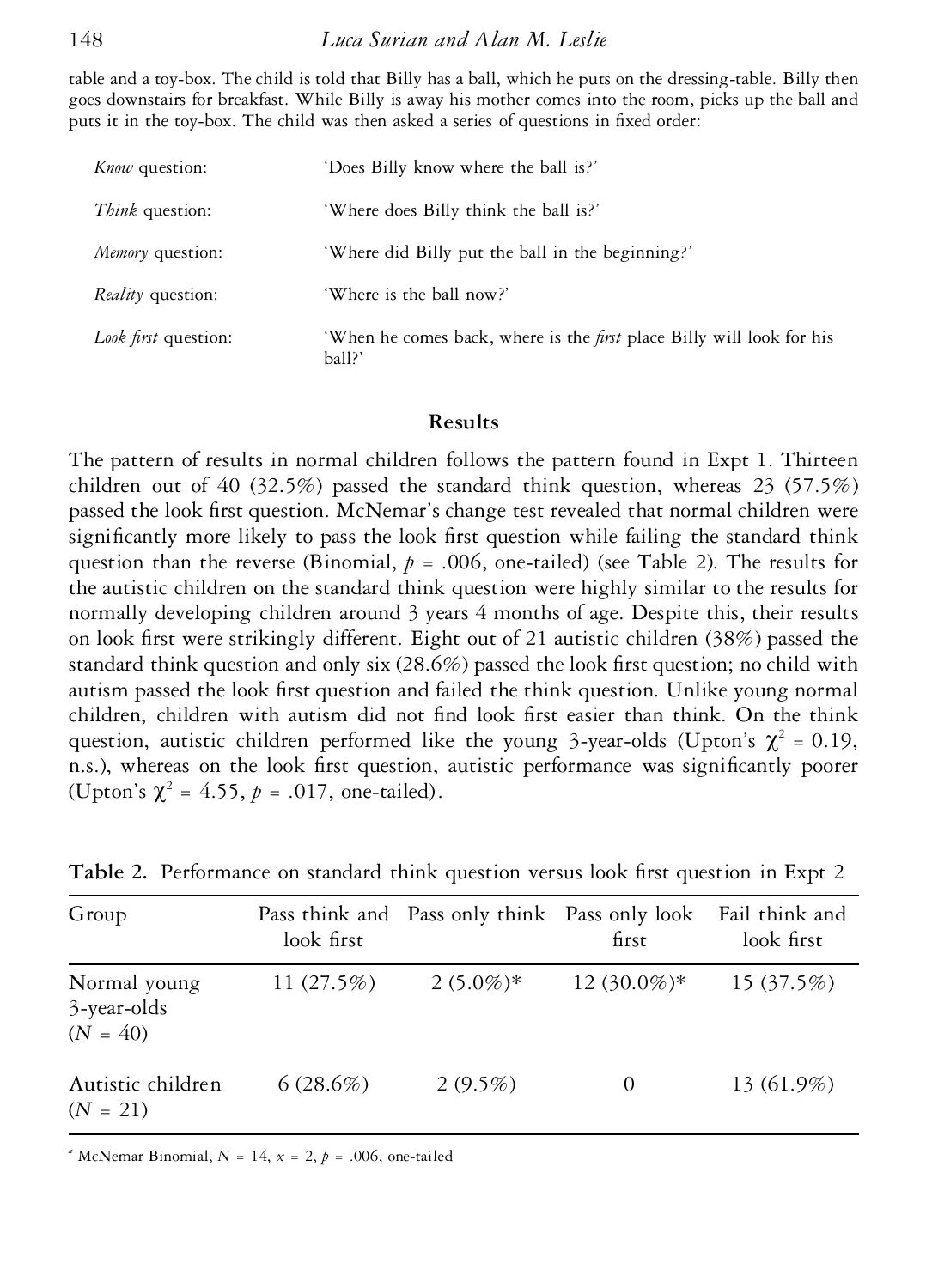table and a toy-box. The child is told that Billy has a ball, which he puts on the dressing-table. Billy then goes downstairs for breakfast. While Billy is away his mother comes into the room, picks up the ball and puts it in the toy-box. The child was then asked a series of questions in fixed order:

| | |
|---|---|
| *Know* question: | 'Does Billy know where the ball is?' |
| *Think* question: | 'Where does Billy think the ball is?' |
| *Memory* question: | 'Where did Billy put the ball in the beginning?' |
| *Reality* question: | 'Where is the ball now?' |
| *Look first* question: | 'When he comes back, where is the *first* place Billy will look for his ball?' |

## Results

The pattern of results in normal children follows the pattern found in Expt 1. Thirteen children out of 40 (32.5%) passed the standard think question, whereas 23 (57.5%) passed the look first question. McNemar's change test revealed that normal children were significantly more likely to pass the look first question while failing the standard think question than the reverse (Binomial, $p = .006$, one-tailed) (see Table 2). The results for the autistic children on the standard think question were highly similar to the results for normally developing children around 3 years 4 months of age. Despite this, their results on look first were strikingly different. Eight out of 21 autistic children (38%) passed the standard think question and only six (28.6%) passed the look first question; no child with autism passed the look first question and failed the think question. Unlike young normal children, children with autism did not find look first easier than think. On the think question, autistic children performed like the young 3-year-olds (Upton's $\chi^2 = 0.19$, n.s.), whereas on the look first question, autistic performance was significantly poorer (Upton's $\chi^2 = 4.55$, $p = .017$, one-tailed).

**Table 2.** Performance on standard think question versus look first question in Expt 2

| Group | Pass think and look first | Pass only think | Pass only look first | Fail think and look first |
|---|---|---|---|---|
| Normal young 3-year-olds ($N = 40$) | 11 (27.5%) | 2 (5.0%)* | 12 (30.0%)* | 15 (37.5%) |
| Autistic children ($N = 21$) | 6 (28.6%) | 2 (9.5%) | 0 | 13 (61.9%) |

[a] McNemar Binomial, $N = 14$, $x = 2$, $p = .006$, one-tailed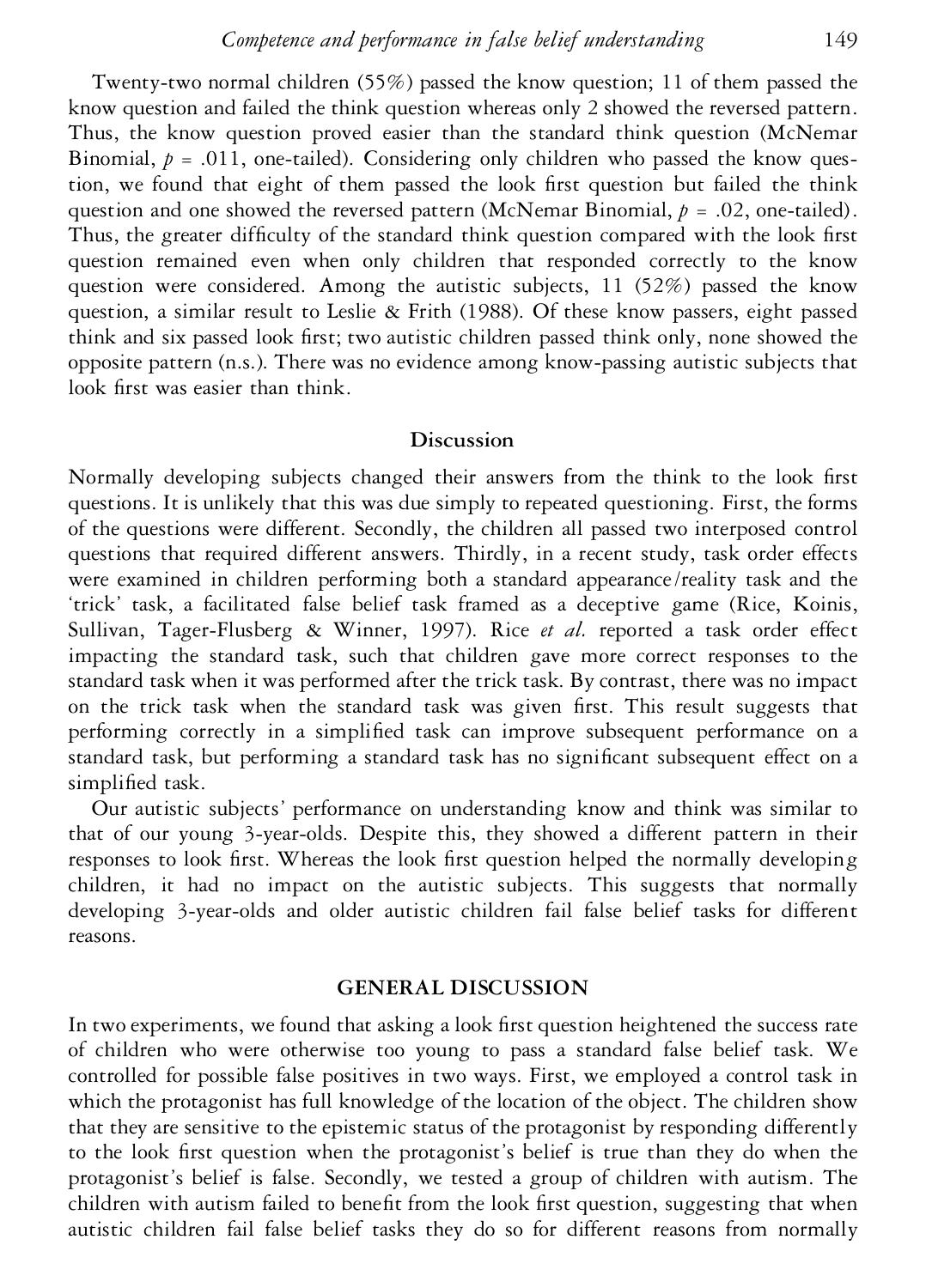Twenty-two normal children (55%) passed the know question; 11 of them passed the know question and failed the think question whereas only 2 showed the reversed pattern. Thus, the know question proved easier than the standard think question (McNemar Binomial, $p = .011$, one-tailed). Considering only children who passed the know question, we found that eight of them passed the look first question but failed the think question and one showed the reversed pattern (McNemar Binomial, $p = .02$, one-tailed). Thus, the greater difficulty of the standard think question compared with the look first question remained even when only children that responded correctly to the know question were considered. Among the autistic subjects, 11 (52%) passed the know question, a similar result to Leslie & Frith (1988). Of these know passers, eight passed think and six passed look first; two autistic children passed think only, none showed the opposite pattern (n.s.). There was no evidence among know-passing autistic subjects that look first was easier than think.

### Discussion

Normally developing subjects changed their answers from the think to the look first questions. It is unlikely that this was due simply to repeated questioning. First, the forms of the questions were different. Secondly, the children all passed two interposed control questions that required different answers. Thirdly, in a recent study, task order effects were examined in children performing both a standard appearance/reality task and the 'trick' task, a facilitated false belief task framed as a deceptive game (Rice, Koinis, Sullivan, Tager-Flusberg & Winner, 1997). Rice *et al.* reported a task order effect impacting the standard task, such that children gave more correct responses to the standard task when it was performed after the trick task. By contrast, there was no impact on the trick task when the standard task was given first. This result suggests that performing correctly in a simplified task can improve subsequent performance on a standard task, but performing a standard task has no significant subsequent effect on a simplified task.

Our autistic subjects' performance on understanding know and think was similar to that of our young 3-year-olds. Despite this, they showed a different pattern in their responses to look first. Whereas the look first question helped the normally developing children, it had no impact on the autistic subjects. This suggests that normally developing 3-year-olds and older autistic children fail false belief tasks for different reasons.

## GENERAL DISCUSSION

In two experiments, we found that asking a look first question heightened the success rate of children who were otherwise too young to pass a standard false belief task. We controlled for possible false positives in two ways. First, we employed a control task in which the protagonist has full knowledge of the location of the object. The children show that they are sensitive to the epistemic status of the protagonist by responding differently to the look first question when the protagonist's belief is true than they do when the protagonist's belief is false. Secondly, we tested a group of children with autism. The children with autism failed to benefit from the look first question, suggesting that when autistic children fail false belief tasks they do so for different reasons from normally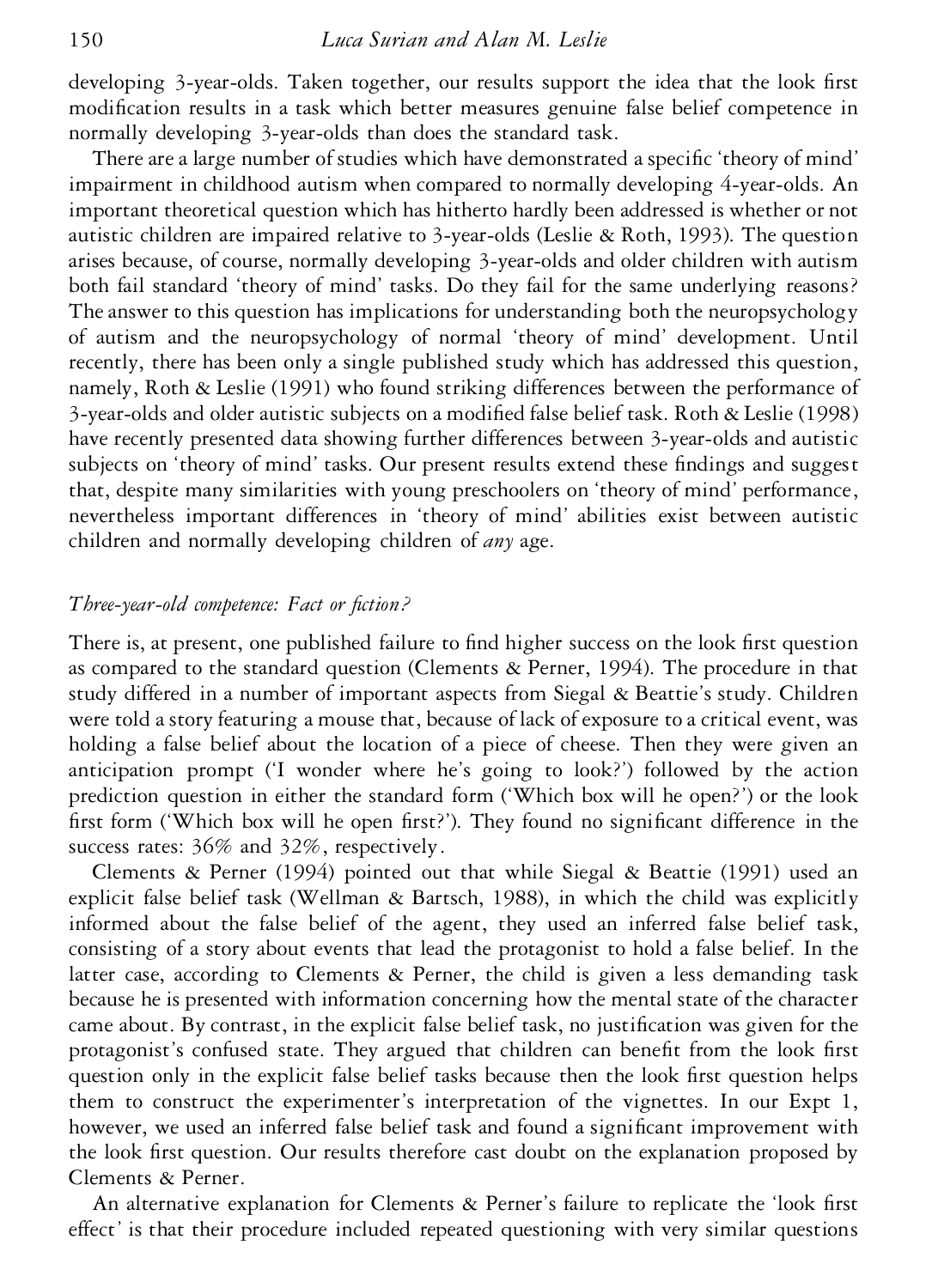developing 3-year-olds. Taken together, our results support the idea that the look first modification results in a task which better measures genuine false belief competence in normally developing 3-year-olds than does the standard task.

There are a large number of studies which have demonstrated a specific 'theory of mind' impairment in childhood autism when compared to normally developing 4-year-olds. An important theoretical question which has hitherto hardly been addressed is whether or not autistic children are impaired relative to 3-year-olds (Leslie & Roth, 1993). The question arises because, of course, normally developing 3-year-olds and older children with autism both fail standard 'theory of mind' tasks. Do they fail for the same underlying reasons? The answer to this question has implications for understanding both the neuropsychology of autism and the neuropsychology of normal 'theory of mind' development. Until recently, there has been only a single published study which has addressed this question, namely, Roth & Leslie (1991) who found striking differences between the performance of 3-year-olds and older autistic subjects on a modified false belief task. Roth & Leslie (1998) have recently presented data showing further differences between 3-year-olds and autistic subjects on 'theory of mind' tasks. Our present results extend these findings and suggest that, despite many similarities with young preschoolers on 'theory of mind' performance, nevertheless important differences in 'theory of mind' abilities exist between autistic children and normally developing children of *any* age.

### *Three-year-old competence: Fact or fiction?*

There is, at present, one published failure to find higher success on the look first question as compared to the standard question (Clements & Perner, 1994). The procedure in that study differed in a number of important aspects from Siegal & Beattie's study. Children were told a story featuring a mouse that, because of lack of exposure to a critical event, was holding a false belief about the location of a piece of cheese. Then they were given an anticipation prompt ('I wonder where he's going to look?') followed by the action prediction question in either the standard form ('Which box will he open?') or the look first form ('Which box will he open first?'). They found no significant difference in the success rates: 36% and 32%, respectively.

Clements & Perner (1994) pointed out that while Siegal & Beattie (1991) used an explicit false belief task (Wellman & Bartsch, 1988), in which the child was explicitly informed about the false belief of the agent, they used an inferred false belief task, consisting of a story about events that lead the protagonist to hold a false belief. In the latter case, according to Clements & Perner, the child is given a less demanding task because he is presented with information concerning how the mental state of the character came about. By contrast, in the explicit false belief task, no justification was given for the protagonist's confused state. They argued that children can benefit from the look first question only in the explicit false belief tasks because then the look first question helps them to construct the experimenter's interpretation of the vignettes. In our Expt 1, however, we used an inferred false belief task and found a significant improvement with the look first question. Our results therefore cast doubt on the explanation proposed by Clements & Perner.

An alternative explanation for Clements & Perner's failure to replicate the 'look first effect' is that their procedure included repeated questioning with very similar questions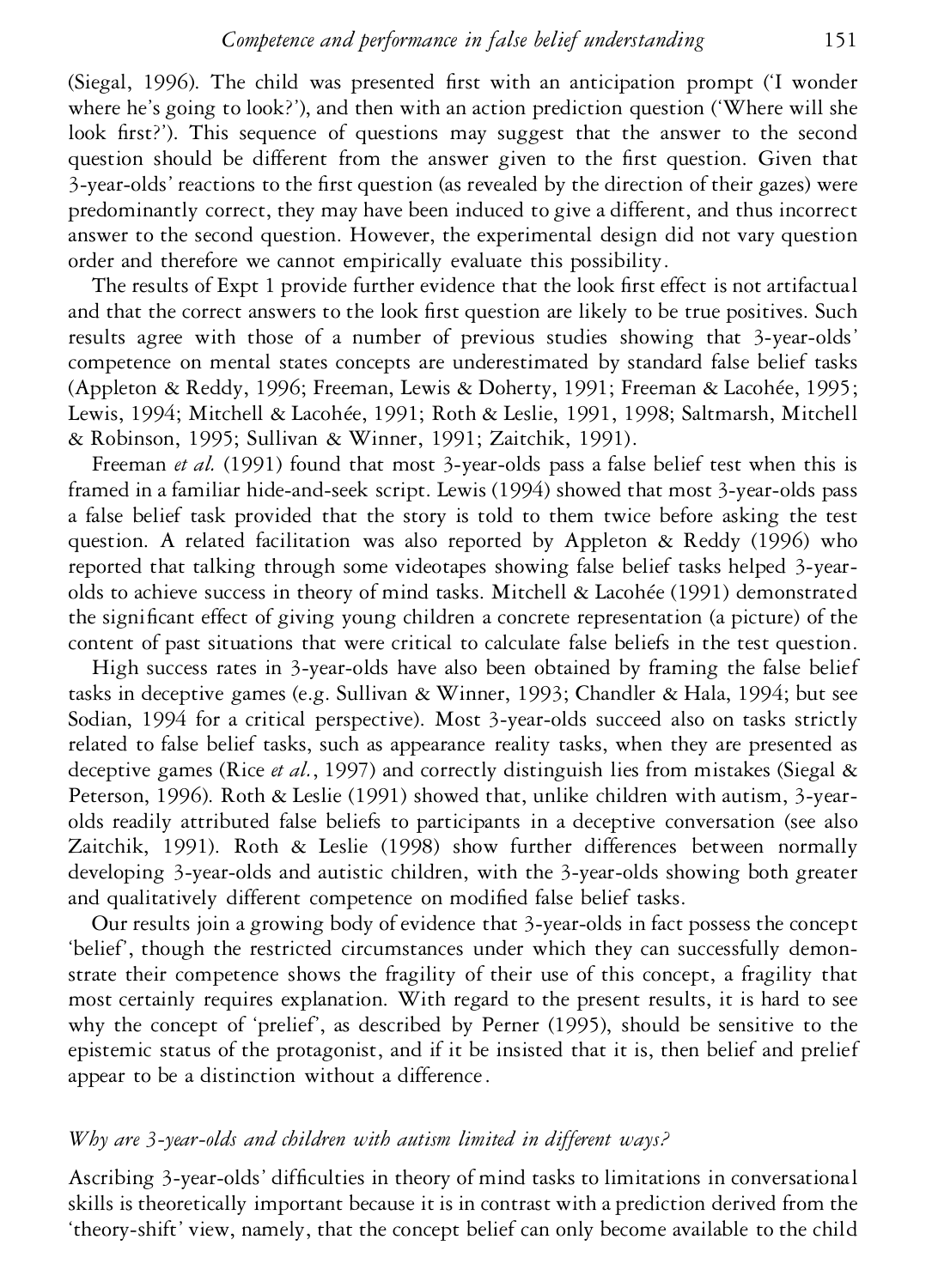(Siegal, 1996). The child was presented first with an anticipation prompt ('I wonder where he's going to look?'), and then with an action prediction question ('Where will she look first?'). This sequence of questions may suggest that the answer to the second question should be different from the answer given to the first question. Given that 3-year-olds' reactions to the first question (as revealed by the direction of their gazes) were predominantly correct, they may have been induced to give a different, and thus incorrect answer to the second question. However, the experimental design did not vary question order and therefore we cannot empirically evaluate this possibility.

The results of Expt 1 provide further evidence that the look first effect is not artifactual and that the correct answers to the look first question are likely to be true positives. Such results agree with those of a number of previous studies showing that 3-year-olds' competence on mental states concepts are underestimated by standard false belief tasks (Appleton & Reddy, 1996; Freeman, Lewis & Doherty, 1991; Freeman & Lacohée, 1995; Lewis, 1994; Mitchell & Lacohée, 1991; Roth & Leslie, 1991, 1998; Saltmarsh, Mitchell & Robinson, 1995; Sullivan & Winner, 1991; Zaitchik, 1991).

Freeman *et al.* (1991) found that most 3-year-olds pass a false belief test when this is framed in a familiar hide-and-seek script. Lewis (1994) showed that most 3-year-olds pass a false belief task provided that the story is told to them twice before asking the test question. A related facilitation was also reported by Appleton & Reddy (1996) who reported that talking through some videotapes showing false belief tasks helped 3-year-olds to achieve success in theory of mind tasks. Mitchell & Lacohée (1991) demonstrated the significant effect of giving young children a concrete representation (a picture) of the content of past situations that were critical to calculate false beliefs in the test question.

High success rates in 3-year-olds have also been obtained by framing the false belief tasks in deceptive games (e.g. Sullivan & Winner, 1993; Chandler & Hala, 1994; but see Sodian, 1994 for a critical perspective). Most 3-year-olds succeed also on tasks strictly related to false belief tasks, such as appearance reality tasks, when they are presented as deceptive games (Rice *et al.*, 1997) and correctly distinguish lies from mistakes (Siegal & Peterson, 1996). Roth & Leslie (1991) showed that, unlike children with autism, 3-year-olds readily attributed false beliefs to participants in a deceptive conversation (see also Zaitchik, 1991). Roth & Leslie (1998) show further differences between normally developing 3-year-olds and autistic children, with the 3-year-olds showing both greater and qualitatively different competence on modified false belief tasks.

Our results join a growing body of evidence that 3-year-olds in fact possess the concept 'belief', though the restricted circumstances under which they can successfully demonstrate their competence shows the fragility of their use of this concept, a fragility that most certainly requires explanation. With regard to the present results, it is hard to see why the concept of 'prelief', as described by Perner (1995), should be sensitive to the epistemic status of the protagonist, and if it be insisted that it is, then belief and prelief appear to be a distinction without a difference.

### *Why are 3-year-olds and children with autism limited in different ways?*

Ascribing 3-year-olds' difficulties in theory of mind tasks to limitations in conversational skills is theoretically important because it is in contrast with a prediction derived from the 'theory-shift' view, namely, that the concept belief can only become available to the child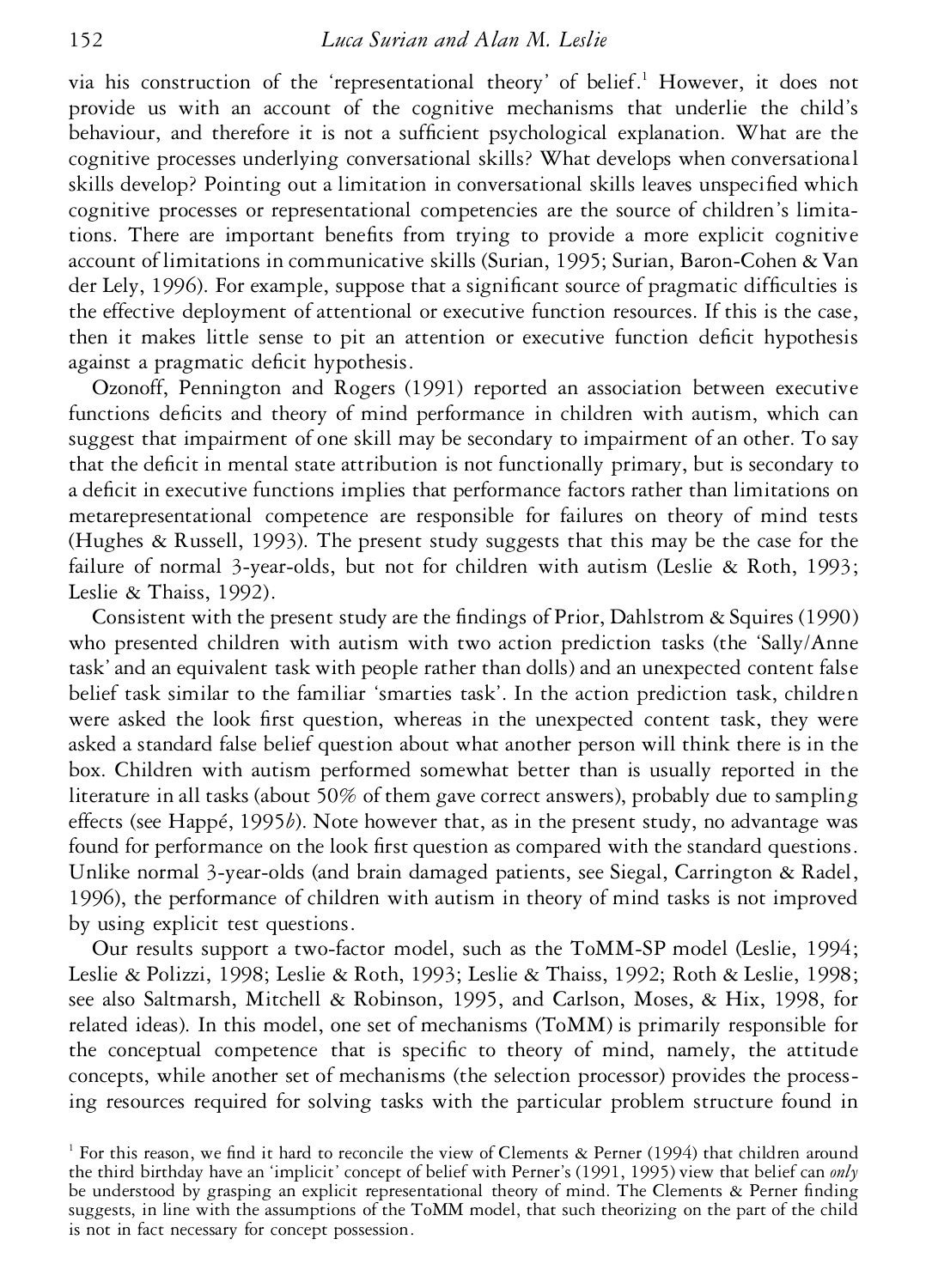via his construction of the 'representational theory' of belief.[1] However, it does not provide us with an account of the cognitive mechanisms that underlie the child's behaviour, and therefore it is not a sufficient psychological explanation. What are the cognitive processes underlying conversational skills? What develops when conversational skills develop? Pointing out a limitation in conversational skills leaves unspecified which cognitive processes or representational competencies are the source of children's limitations. There are important benefits from trying to provide a more explicit cognitive account of limitations in communicative skills (Surian, 1995; Surian, Baron-Cohen & Van der Lely, 1996). For example, suppose that a significant source of pragmatic difficulties is the effective deployment of attentional or executive function resources. If this is the case, then it makes little sense to pit an attention or executive function deficit hypothesis against a pragmatic deficit hypothesis.

Ozonoff, Pennington and Rogers (1991) reported an association between executive functions deficits and theory of mind performance in children with autism, which can suggest that impairment of one skill may be secondary to impairment of an other. To say that the deficit in mental state attribution is not functionally primary, but is secondary to a deficit in executive functions implies that performance factors rather than limitations on metarepresentational competence are responsible for failures on theory of mind tests (Hughes & Russell, 1993). The present study suggests that this may be the case for the failure of normal 3-year-olds, but not for children with autism (Leslie & Roth, 1993; Leslie & Thaiss, 1992).

Consistent with the present study are the findings of Prior, Dahlstrom & Squires (1990) who presented children with autism with two action prediction tasks (the 'Sally/Anne task' and an equivalent task with people rather than dolls) and an unexpected content false belief task similar to the familiar 'smarties task'. In the action prediction task, children were asked the look first question, whereas in the unexpected content task, they were asked a standard false belief question about what another person will think there is in the box. Children with autism performed somewhat better than is usually reported in the literature in all tasks (about 50% of them gave correct answers), probably due to sampling effects (see Happé, 1995*b*). Note however that, as in the present study, no advantage was found for performance on the look first question as compared with the standard questions. Unlike normal 3-year-olds (and brain damaged patients, see Siegal, Carrington & Radel, 1996), the performance of children with autism in theory of mind tasks is not improved by using explicit test questions.

Our results support a two-factor model, such as the ToMM-SP model (Leslie, 1994; Leslie & Polizzi, 1998; Leslie & Roth, 1993; Leslie & Thaiss, 1992; Roth & Leslie, 1998; see also Saltmarsh, Mitchell & Robinson, 1995, and Carlson, Moses, & Hix, 1998, for related ideas). In this model, one set of mechanisms (ToMM) is primarily responsible for the conceptual competence that is specific to theory of mind, namely, the attitude concepts, while another set of mechanisms (the selection processor) provides the processing resources required for solving tasks with the particular problem structure found in

[1] For this reason, we find it hard to reconcile the view of Clements & Perner (1994) that children around the third birthday have an 'implicit' concept of belief with Perner's (1991, 1995) view that belief can *only* be understood by grasping an explicit representational theory of mind. The Clements & Perner finding suggests, in line with the assumptions of the ToMM model, that such theorizing on the part of the child is not in fact necessary for concept possession.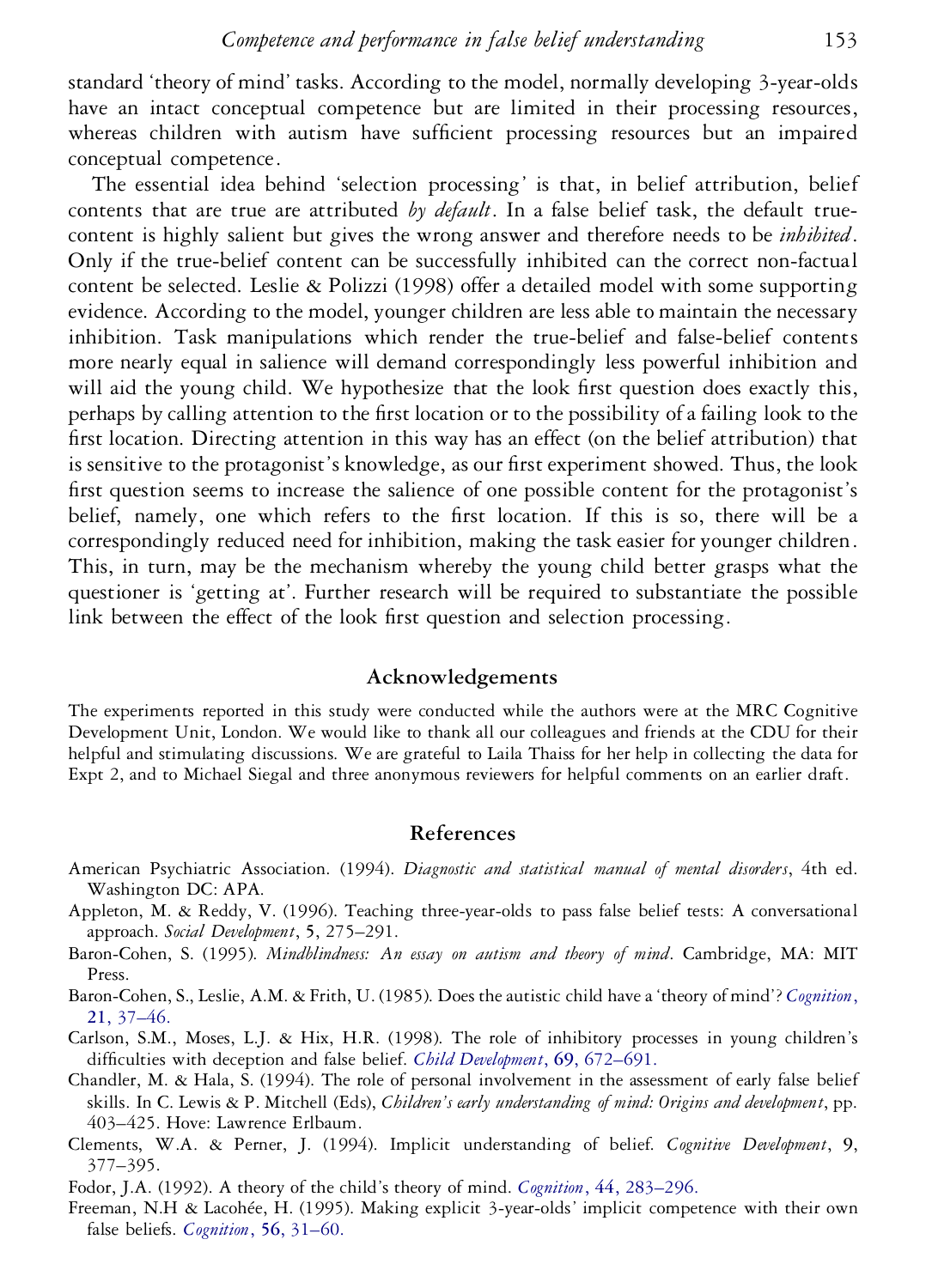standard 'theory of mind' tasks. According to the model, normally developing 3-year-olds have an intact conceptual competence but are limited in their processing resources, whereas children with autism have sufficient processing resources but an impaired conceptual competence.

The essential idea behind 'selection processing' is that, in belief attribution, belief contents that are true are attributed *by default*. In a false belief task, the default true-content is highly salient but gives the wrong answer and therefore needs to be *inhibited*. Only if the true-belief content can be successfully inhibited can the correct non-factual content be selected. Leslie & Polizzi (1998) offer a detailed model with some supporting evidence. According to the model, younger children are less able to maintain the necessary inhibition. Task manipulations which render the true-belief and false-belief contents more nearly equal in salience will demand correspondingly less powerful inhibition and will aid the young child. We hypothesize that the look first question does exactly this, perhaps by calling attention to the first location or to the possibility of a failing look to the first location. Directing attention in this way has an effect (on the belief attribution) that is sensitive to the protagonist's knowledge, as our first experiment showed. Thus, the look first question seems to increase the salience of one possible content for the protagonist's belief, namely, one which refers to the first location. If this is so, there will be a correspondingly reduced need for inhibition, making the task easier for younger children. This, in turn, may be the mechanism whereby the young child better grasps what the questioner is 'getting at'. Further research will be required to substantiate the possible link between the effect of the look first question and selection processing.

## Acknowledgements

The experiments reported in this study were conducted while the authors were at the MRC Cognitive Development Unit, London. We would like to thank all our colleagues and friends at the CDU for their helpful and stimulating discussions. We are grateful to Laila Thaiss for her help in collecting the data for Expt 2, and to Michael Siegal and three anonymous reviewers for helpful comments on an earlier draft.

## References

American Psychiatric Association. (1994). *Diagnostic and statistical manual of mental disorders*, 4th ed. Washington DC: APA.

Appleton, M. & Reddy, V. (1996). Teaching three-year-olds to pass false belief tests: A conversational approach. *Social Development*, **5**, 275–291.

Baron-Cohen, S. (1995). *Mindblindness: An essay on autism and theory of mind*. Cambridge, MA: MIT Press.

Baron-Cohen, S., Leslie, A.M. & Frith, U. (1985). Does the autistic child have a 'theory of mind'? *Cognition*, **21**, 37–46.

Carlson, S.M., Moses, L.J. & Hix, H.R. (1998). The role of inhibitory processes in young children's difficulties with deception and false belief. *Child Development*, **69**, 672–691.

Chandler, M. & Hala, S. (1994). The role of personal involvement in the assessment of early false belief skills. In C. Lewis & P. Mitchell (Eds), *Children's early understanding of mind: Origins and development*, pp. 403–425. Hove: Lawrence Erlbaum.

Clements, W.A. & Perner, J. (1994). Implicit understanding of belief. *Cognitive Development*, **9**, 377–395.

Fodor, J.A. (1992). A theory of the child's theory of mind. *Cognition*, **44**, 283–296.

Freeman, N.H & Lacohée, H. (1995). Making explicit 3-year-olds' implicit competence with their own false beliefs. *Cognition*, **56**, 31–60.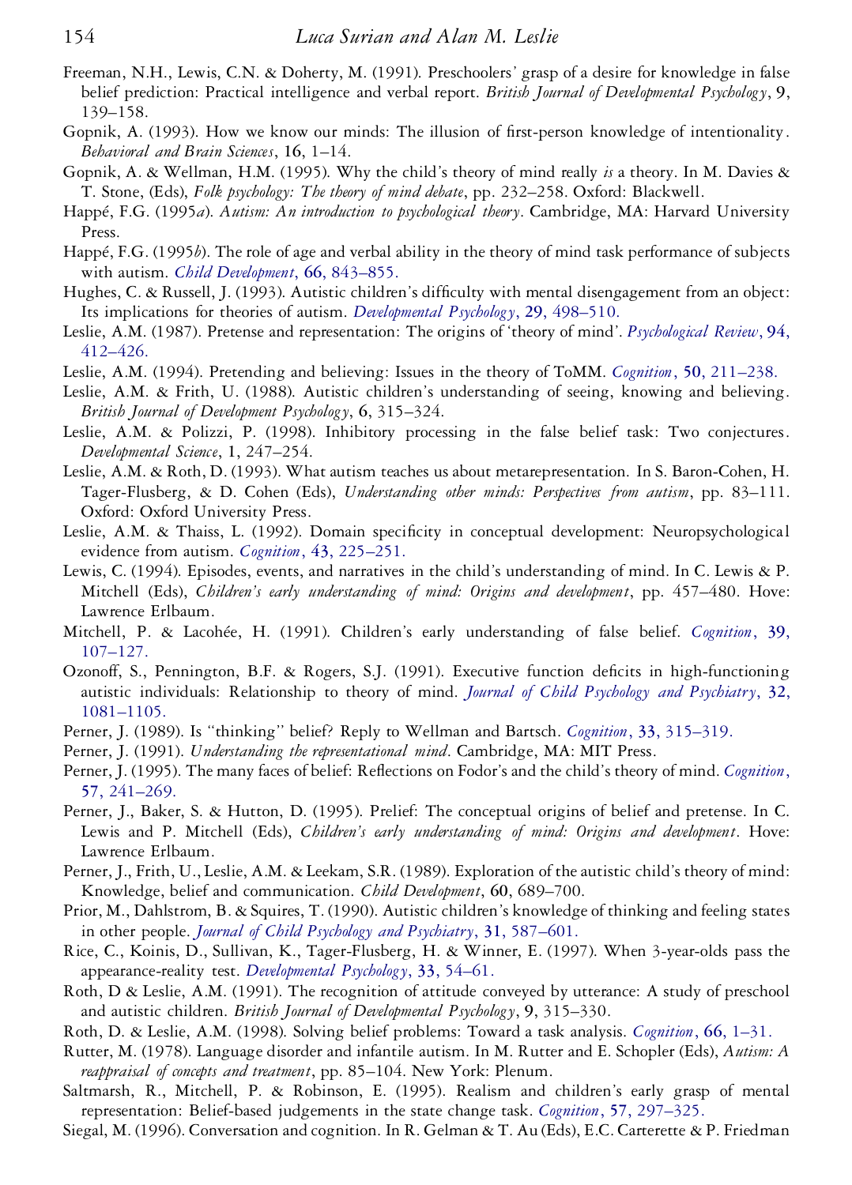Freeman, N.H., Lewis, C.N. & Doherty, M. (1991). Preschoolers' grasp of a desire for knowledge in false belief prediction: Practical intelligence and verbal report. *British Journal of Developmental Psychology*, **9**, 139–158.

Gopnik, A. (1993). How we know our minds: The illusion of first-person knowledge of intentionality. *Behavioral and Brain Sciences*, **16**, 1–14.

Gopnik, A. & Wellman, H.M. (1995). Why the child's theory of mind really *is* a theory. In M. Davies & T. Stone, (Eds), *Folk psychology: The theory of mind debate*, pp. 232–258. Oxford: Blackwell.

Happé, F.G. (1995*a*). *Autism: An introduction to psychological theory*. Cambridge, MA: Harvard University Press.

Happé, F.G. (1995*b*). The role of age and verbal ability in the theory of mind task performance of subjects with autism. *Child Development*, **66**, 843–855.

Hughes, C. & Russell, J. (1993). Autistic children's difficulty with mental disengagement from an object: Its implications for theories of autism. *Developmental Psychology*, **29**, 498–510.

Leslie, A.M. (1987). Pretense and representation: The origins of 'theory of mind'. *Psychological Review*, **94**, 412–426.

Leslie, A.M. (1994). Pretending and believing: Issues in the theory of ToMM. *Cognition*, **50**, 211–238.

Leslie, A.M. & Frith, U. (1988). Autistic children's understanding of seeing, knowing and believing. *British Journal of Development Psychology*, **6**, 315–324.

Leslie, A.M. & Polizzi, P. (1998). Inhibitory processing in the false belief task: Two conjectures. *Developmental Science*, **1**, 247–254.

Leslie, A.M. & Roth, D. (1993). What autism teaches us about metarepresentation. In S. Baron-Cohen, H. Tager-Flusberg, & D. Cohen (Eds), *Understanding other minds: Perspectives from autism*, pp. 83–111. Oxford: Oxford University Press.

Leslie, A.M. & Thaiss, L. (1992). Domain specificity in conceptual development: Neuropsychological evidence from autism. *Cognition*, **43**, 225–251.

Lewis, C. (1994). Episodes, events, and narratives in the child's understanding of mind. In C. Lewis & P. Mitchell (Eds), *Children's early understanding of mind: Origins and development*, pp. 457–480. Hove: Lawrence Erlbaum.

Mitchell, P. & Lacohée, H. (1991). Children's early understanding of false belief. *Cognition*, **39**, 107–127.

Ozonoff, S., Pennington, B.F. & Rogers, S.J. (1991). Executive function deficits in high-functioning autistic individuals: Relationship to theory of mind. *Journal of Child Psychology and Psychiatry*, **32**, 1081–1105.

Perner, J. (1989). Is "thinking" belief? Reply to Wellman and Bartsch. *Cognition*, **33**, 315–319.

Perner, J. (1991). *Understanding the representational mind*. Cambridge, MA: MIT Press.

Perner, J. (1995). The many faces of belief: Reflections on Fodor's and the child's theory of mind. *Cognition*, **57**, 241–269.

Perner, J., Baker, S. & Hutton, D. (1995). Prelief: The conceptual origins of belief and pretense. In C. Lewis and P. Mitchell (Eds), *Children's early understanding of mind: Origins and development*. Hove: Lawrence Erlbaum.

Perner, J., Frith, U., Leslie, A.M. & Leekam, S.R. (1989). Exploration of the autistic child's theory of mind: Knowledge, belief and communication. *Child Development*, **60**, 689–700.

Prior, M., Dahlstrom, B. & Squires, T. (1990). Autistic children's knowledge of thinking and feeling states in other people. *Journal of Child Psychology and Psychiatry*, **31**, 587–601.

Rice, C., Koinis, D., Sullivan, K., Tager-Flusberg, H. & Winner, E. (1997). When 3-year-olds pass the appearance-reality test. *Developmental Psychology*, **33**, 54–61.

Roth, D & Leslie, A.M. (1991). The recognition of attitude conveyed by utterance: A study of preschool and autistic children. *British Journal of Developmental Psychology*, **9**, 315–330.

Roth, D. & Leslie, A.M. (1998). Solving belief problems: Toward a task analysis. *Cognition*, **66**, 1–31.

Rutter, M. (1978). Language disorder and infantile autism. In M. Rutter and E. Schopler (Eds), *Autism: A reappraisal of concepts and treatment*, pp. 85–104. New York: Plenum.

Saltmarsh, R., Mitchell, P. & Robinson, E. (1995). Realism and children's early grasp of mental representation: Belief-based judgements in the state change task. *Cognition*, **57**, 297–325.

Siegal, M. (1996). Conversation and cognition. In R. Gelman & T. Au (Eds), E.C. Carterette & P. Friedman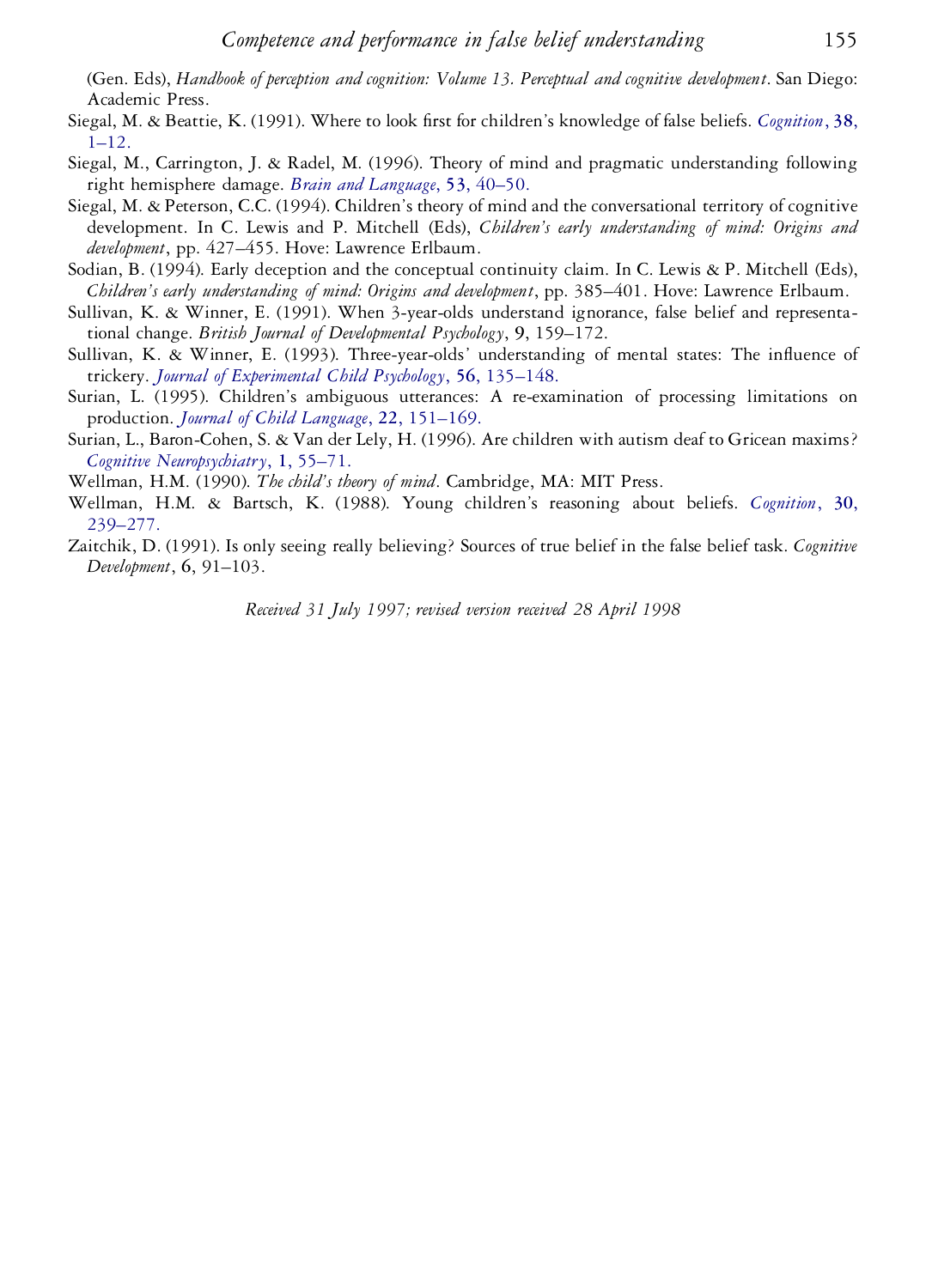(Gen. Eds), *Handbook of perception and cognition: Volume 13. Perceptual and cognitive development*. San Diego: Academic Press.

Siegal, M. & Beattie, K. (1991). Where to look first for children's knowledge of false beliefs. *Cognition*, **38**, 1–12.

Siegal, M., Carrington, J. & Radel, M. (1996). Theory of mind and pragmatic understanding following right hemisphere damage. *Brain and Language*, **53**, 40–50.

Siegal, M. & Peterson, C.C. (1994). Children's theory of mind and the conversational territory of cognitive development. In C. Lewis and P. Mitchell (Eds), *Children's early understanding of mind: Origins and development*, pp. 427–455. Hove: Lawrence Erlbaum.

Sodian, B. (1994). Early deception and the conceptual continuity claim. In C. Lewis & P. Mitchell (Eds), *Children's early understanding of mind: Origins and development*, pp. 385–401. Hove: Lawrence Erlbaum.

Sullivan, K. & Winner, E. (1991). When 3-year-olds understand ignorance, false belief and representational change. *British Journal of Developmental Psychology*, **9**, 159–172.

Sullivan, K. & Winner, E. (1993). Three-year-olds' understanding of mental states: The influence of trickery. *Journal of Experimental Child Psychology*, **56**, 135–148.

Surian, L. (1995). Children's ambiguous utterances: A re-examination of processing limitations on production. *Journal of Child Language*, **22**, 151–169.

Surian, L., Baron-Cohen, S. & Van der Lely, H. (1996). Are children with autism deaf to Gricean maxims? *Cognitive Neuropsychiatry*, **1**, 55–71.

Wellman, H.M. (1990). *The child's theory of mind*. Cambridge, MA: MIT Press.

Wellman, H.M. & Bartsch, K. (1988). Young children's reasoning about beliefs. *Cognition*, **30**, 239–277.

Zaitchik, D. (1991). Is only seeing really believing? Sources of true belief in the false belief task. *Cognitive Development*, **6**, 91–103.

*Received 31 July 1997; revised version received 28 April 1998*